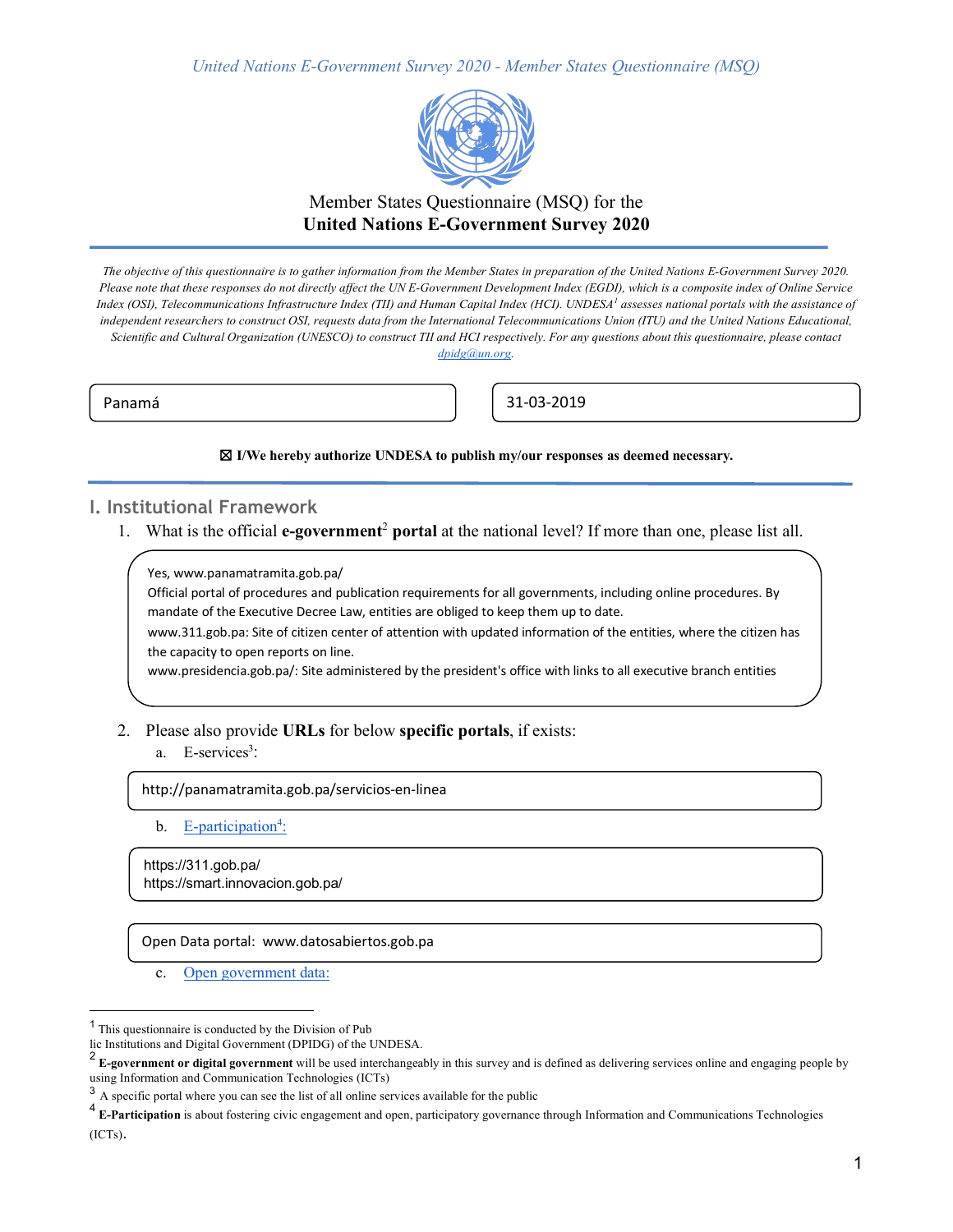Member States Questionnaire (MSQ) for the

**United Nations E-Government Survey 2020**

*The objective of this questionnaire is to gather information from the Member States in preparation of the United Nations E-Government Survey 2020. Please note that these responses do not directly affect the UN E-Government Development Index (EGDI), which is a composite index of Online Service Index (OSI), Telecommunications Infrastructure Index (TII) and Human Capital Index (HCI). UNDESA[1] assesses national portals with the assistance of independent researchers to construct OSI, requests data from the International Telecommunications Union (ITU) and the United Nations Educational, Scientific and Cultural Organization (UNESCO) to construct TII and HCI respectively. For any questions about this questionnaire, please contact dpidg@un.org.*

Panamá

31-03-2019

☒ **I/We hereby authorize UNDESA to publish my/our responses as deemed necessary.**

## I. Institutional Framework

1. What is the official **e-government**[2] **portal** at the national level? If more than one, please list all.

> Yes, www.panamatramita.gob.pa/
> Official portal of procedures and publication requirements for all governments, including online procedures. By mandate of the Executive Decree Law, entities are obliged to keep them up to date.
> www.311.gob.pa: Site of citizen center of attention with updated information of the entities, where the citizen has the capacity to open reports on line.
> www.presidencia.gob.pa/: Site administered by the president's office with links to all executive branch entities

2. Please also provide **URLs** for below **specific portals**, if exists:

   a. E-services[3]:

   > http://panamatramita.gob.pa/servicios-en-linea

   b. E-participation[4]:

   > https://311.gob.pa/
   > https://smart.innovacion.gob.pa/

   > Open Data portal: www.datosabiertos.gob.pa

   c. Open government data:

---

[1] This questionnaire is conducted by the Division of Pub lic Institutions and Digital Government (DPIDG) of the UNDESA.

[2] **E-government or digital government** will be used interchangeably in this survey and is defined as delivering services online and engaging people by using Information and Communication Technologies (ICTs)

[3] A specific portal where you can see the list of all online services available for the public

[4] **E-Participation** is about fostering civic engagement and open, participatory governance through Information and Communications Technologies (ICTs).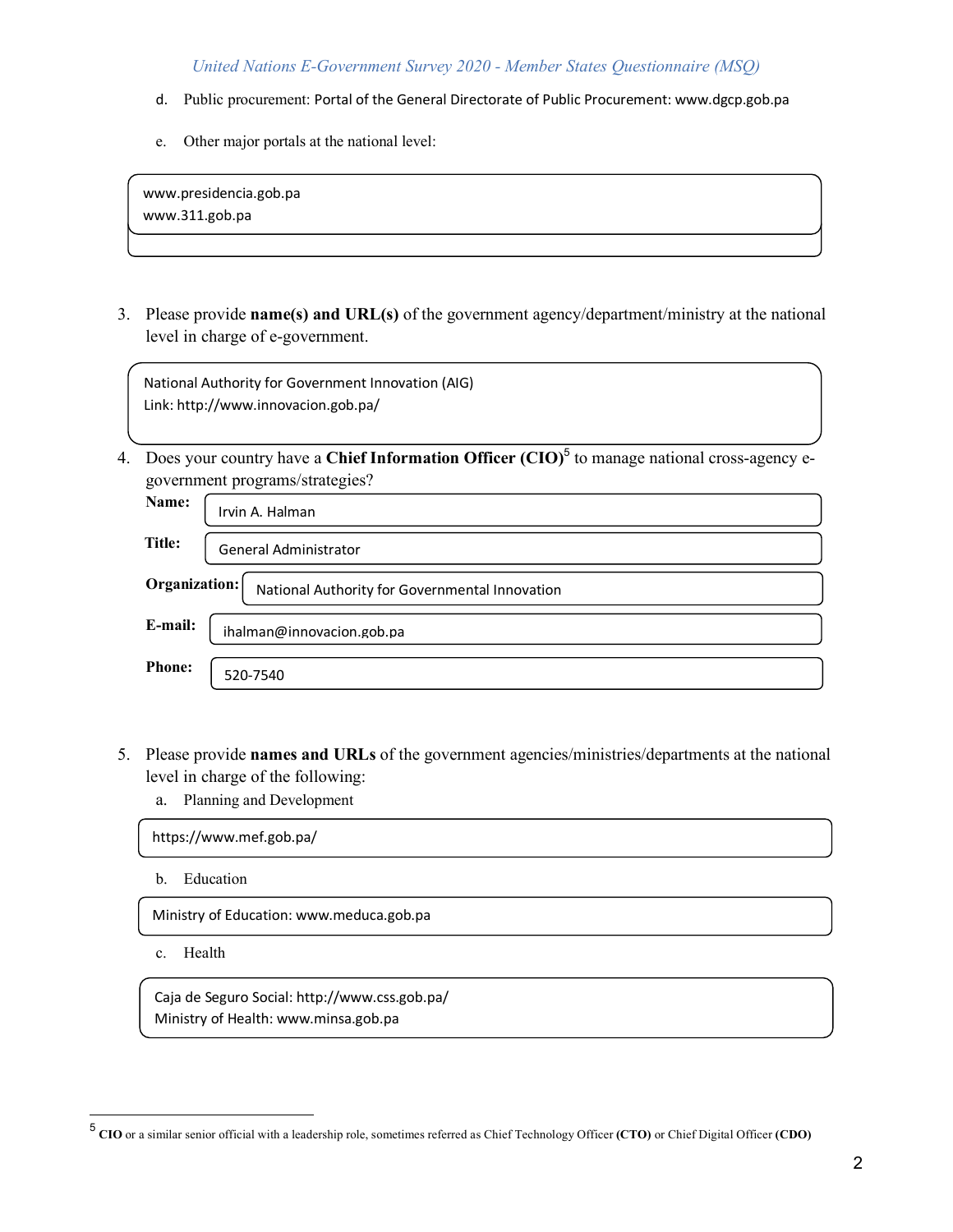d. Public procurement: Portal of the General Directorate of Public Procurement: www.dgcp.gob.pa

e. Other major portals at the national level:

www.presidencia.gob.pa
www.311.gob.pa

3. Please provide **name(s) and URL(s)** of the government agency/department/ministry at the national level in charge of e-government.

National Authority for Government Innovation (AIG)
Link: http://www.innovacion.gob.pa/

4. Does your country have a **Chief Information Officer (CIO)**[5] to manage national cross-agency e-government programs/strategies?

**Name:** Irvin A. Halman

**Title:** General Administrator

**Organization:** National Authority for Governmental Innovation

**E-mail:** ihalman@innovacion.gob.pa

**Phone:** 520-7540

5. Please provide **names and URLs** of the government agencies/ministries/departments at the national level in charge of the following:

a. Planning and Development

https://www.mef.gob.pa/

b. Education

Ministry of Education: www.meduca.gob.pa

c. Health

Caja de Seguro Social: http://www.css.gob.pa/
Ministry of Health: www.minsa.gob.pa

---

[5] **CIO** or a similar senior official with a leadership role, sometimes referred as Chief Technology Officer **(CTO)** or Chief Digital Officer **(CDO)**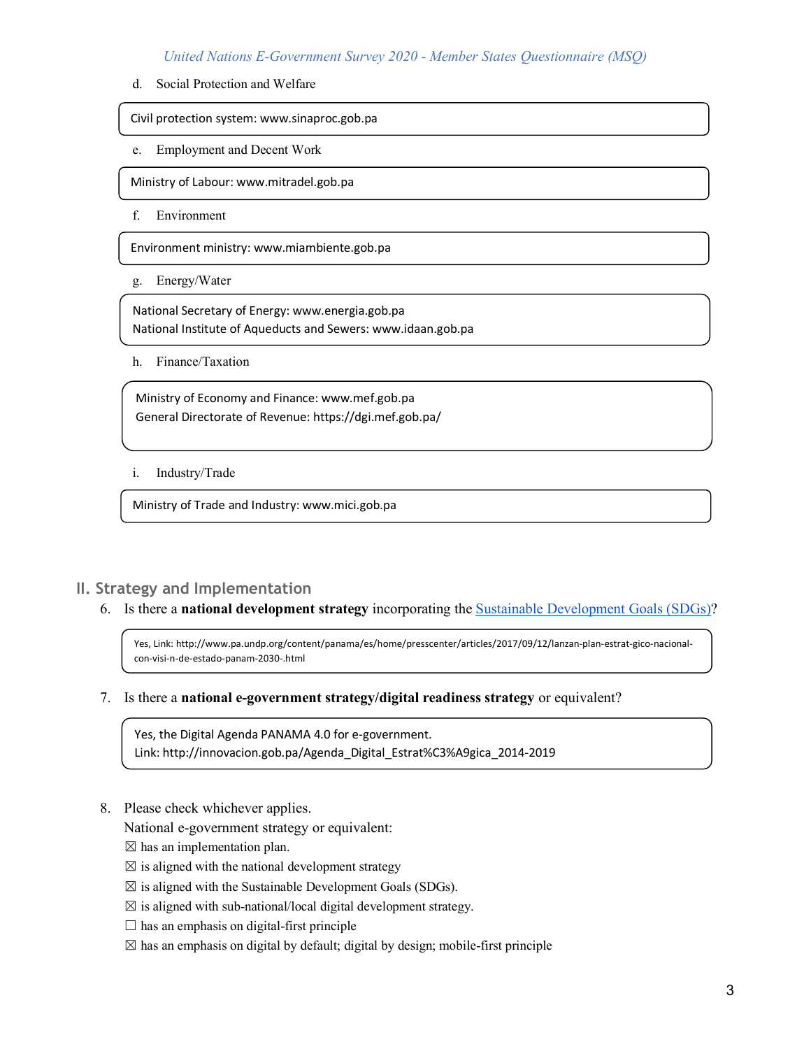d. Social Protection and Welfare

Civil protection system: www.sinaproc.gob.pa

e. Employment and Decent Work

Ministry of Labour: www.mitradel.gob.pa

f. Environment

Environment ministry: www.miambiente.gob.pa

g. Energy/Water

National Secretary of Energy: www.energia.gob.pa
National Institute of Aqueducts and Sewers: www.idaan.gob.pa

h. Finance/Taxation

Ministry of Economy and Finance: www.mef.gob.pa
General Directorate of Revenue: https://dgi.mef.gob.pa/

i. Industry/Trade

Ministry of Trade and Industry: www.mici.gob.pa

## II. Strategy and Implementation

6. Is there a **national development strategy** incorporating the Sustainable Development Goals (SDGs)?

Yes, Link: http://www.pa.undp.org/content/panama/es/home/presscenter/articles/2017/09/12/lanzan-plan-estrat-gico-nacional-con-visi-n-de-estado-panam-2030-.html

7. Is there a **national e-government strategy/digital readiness strategy** or equivalent?

Yes, the Digital Agenda PANAMA 4.0 for e-government.
Link: http://innovacion.gob.pa/Agenda_Digital_Estrat%C3%A9gica_2014-2019

8. Please check whichever applies.
National e-government strategy or equivalent:
☒ has an implementation plan.
☒ is aligned with the national development strategy
☒ is aligned with the Sustainable Development Goals (SDGs).
☒ is aligned with sub-national/local digital development strategy.
☐ has an emphasis on digital-first principle
☒ has an emphasis on digital by default; digital by design; mobile-first principle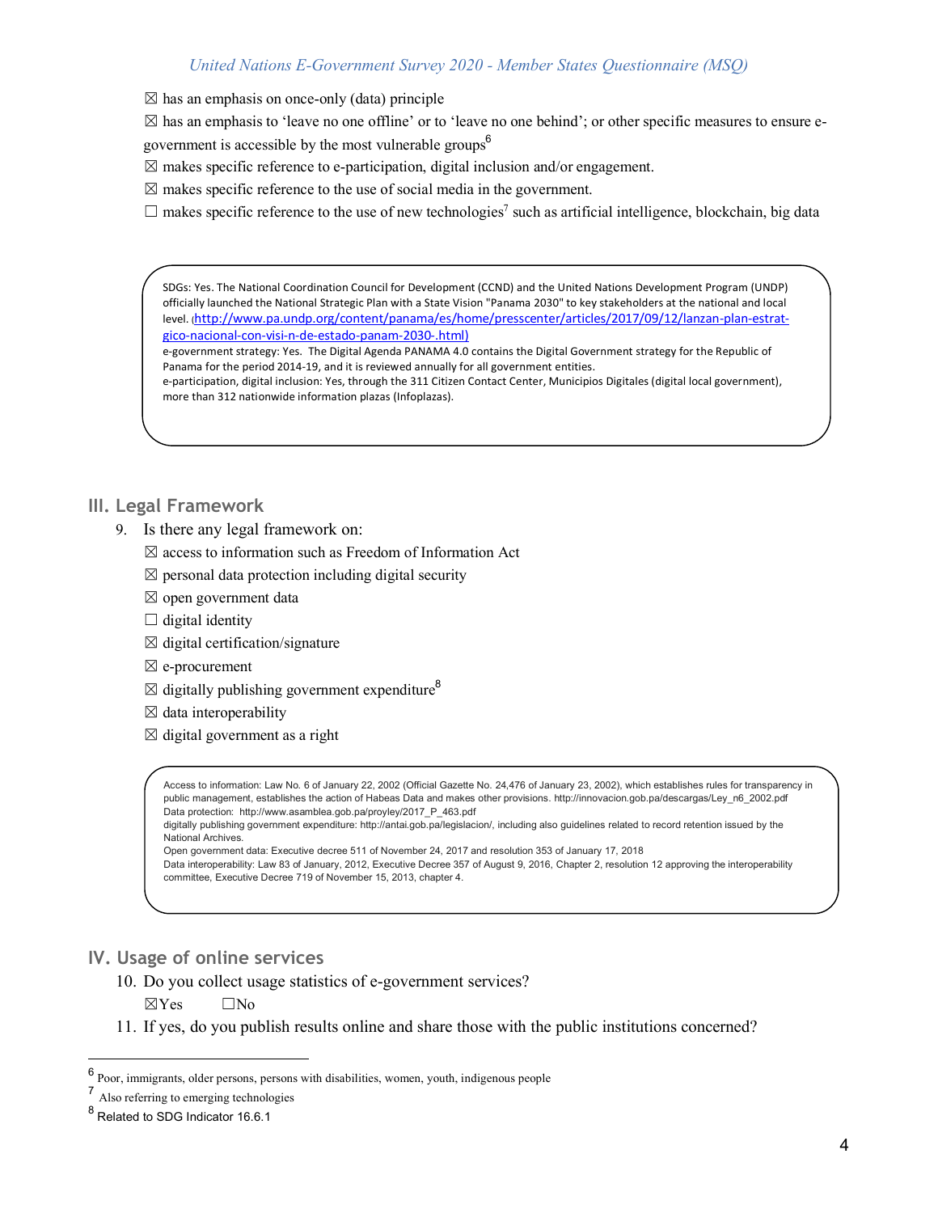☒ has an emphasis on once-only (data) principle

☒ has an emphasis to 'leave no one offline' or to 'leave no one behind'; or other specific measures to ensure e-government is accessible by the most vulnerable groups[6]

☒ makes specific reference to e-participation, digital inclusion and/or engagement.

☒ makes specific reference to the use of social media in the government.

☐ makes specific reference to the use of new technologies[7] such as artificial intelligence, blockchain, big data

> SDGs: Yes. The National Coordination Council for Development (CCND) and the United Nations Development Program (UNDP) officially launched the National Strategic Plan with a State Vision "Panama 2030" to key stakeholders at the national and local level. (http://www.pa.undp.org/content/panama/es/home/presscenter/articles/2017/09/12/lanzan-plan-estrat-gico-nacional-con-visi-n-de-estado-panam-2030-.html)
> e-government strategy: Yes. The Digital Agenda PANAMA 4.0 contains the Digital Government strategy for the Republic of Panama for the period 2014-19, and it is reviewed annually for all government entities.
> e-participation, digital inclusion: Yes, through the 311 Citizen Contact Center, Municipios Digitales (digital local government), more than 312 nationwide information plazas (Infoplazas).

## III. Legal Framework

9. Is there any legal framework on:

☒ access to information such as Freedom of Information Act

☒ personal data protection including digital security

☒ open government data

☐ digital identity

☒ digital certification/signature

☒ e-procurement

☒ digitally publishing government expenditure[8]

☒ data interoperability

☒ digital government as a right

> Access to information: Law No. 6 of January 22, 2002 (Official Gazette No. 24,476 of January 23, 2002), which establishes rules for transparency in public management, establishes the action of Habeas Data and makes other provisions. http://innovacion.gob.pa/descargas/Ley_n6_2002.pdf
> Data protection: http://www.asamblea.gob.pa/proyley/2017_P_463.pdf
> digitally publishing government expenditure: http://antai.gob.pa/legislacion/, including also guidelines related to record retention issued by the National Archives.
> Open government data: Executive decree 511 of November 24, 2017 and resolution 353 of January 17, 2018
> Data interoperability: Law 83 of January, 2012, Executive Decree 357 of August 9, 2016, Chapter 2, resolution 12 approving the interoperability committee, Executive Decree 719 of November 15, 2013, chapter 4.

## IV. Usage of online services

10. Do you collect usage statistics of e-government services?

☒Yes ☐No

11. If yes, do you publish results online and share those with the public institutions concerned?

---

[6] Poor, immigrants, older persons, persons with disabilities, women, youth, indigenous people

[7] Also referring to emerging technologies

[8] Related to SDG Indicator 16.6.1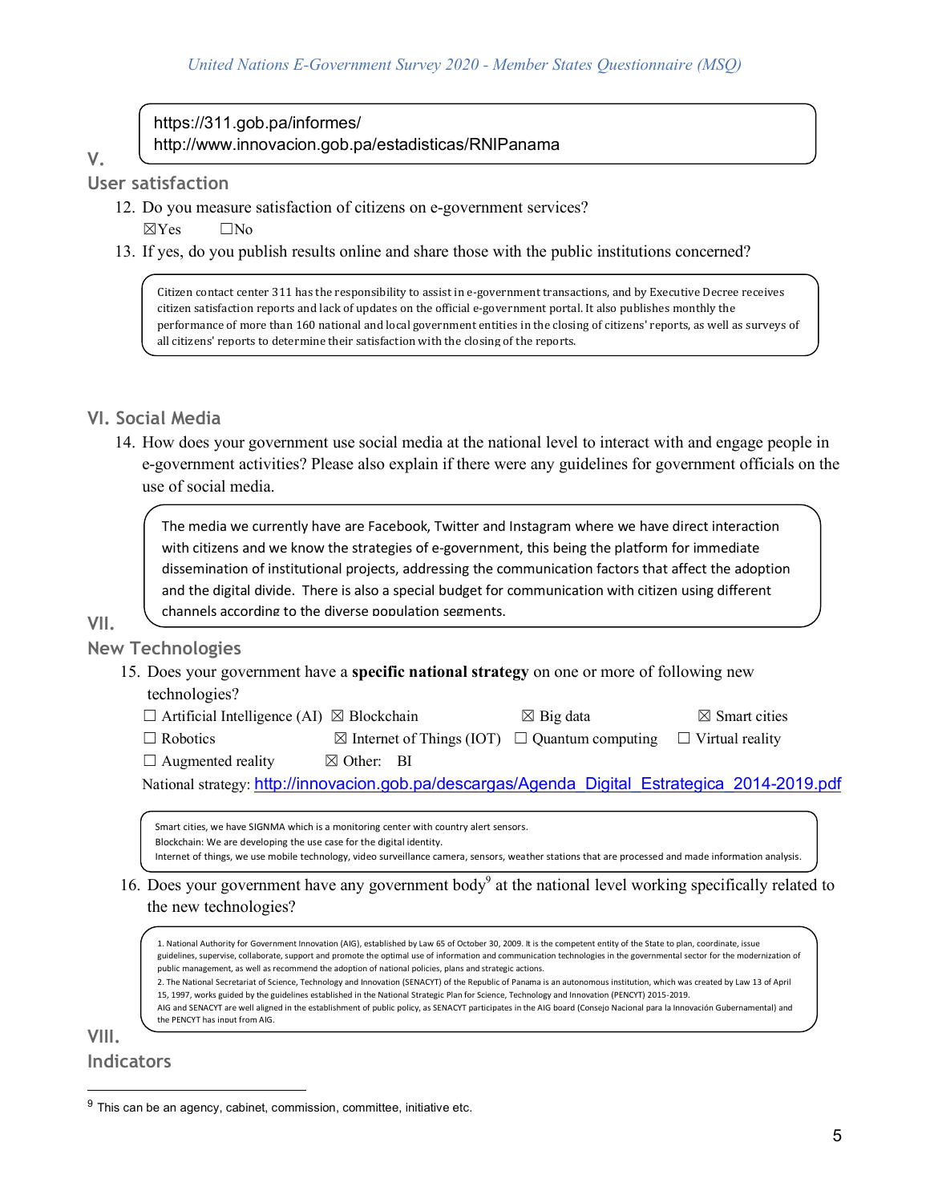https://311.gob.pa/informes/
http://www.innovacion.gob.pa/estadisticas/RNIPanama

## V. User satisfaction

12. Do you measure satisfaction of citizens on e-government services?

☒Yes ☐No

13. If yes, do you publish results online and share those with the public institutions concerned?

Citizen contact center 311 has the responsibility to assist in e-government transactions, and by Executive Decree receives citizen satisfaction reports and lack of updates on the official e-government portal. It also publishes monthly the performance of more than 160 national and local government entities in the closing of citizens' reports, as well as surveys of all citizens' reports to determine their satisfaction with the closing of the reports.

## VI. Social Media

14. How does your government use social media at the national level to interact with and engage people in e-government activities? Please also explain if there were any guidelines for government officials on the use of social media.

The media we currently have are Facebook, Twitter and Instagram where we have direct interaction with citizens and we know the strategies of e-government, this being the platform for immediate dissemination of institutional projects, addressing the communication factors that affect the adoption and the digital divide. There is also a special budget for communication with citizen using different channels according to the diverse population segments.

## VII. New Technologies

15. Does your government have a **specific national strategy** on one or more of following new technologies?

☐ Artificial Intelligence (AI) ☒ Blockchain ☒ Big data ☒ Smart cities
☐ Robotics ☒ Internet of Things (IOT) ☐ Quantum computing ☐ Virtual reality
☐ Augmented reality ☒ Other: BI

National strategy: http://innovacion.gob.pa/descargas/Agenda_Digital_Estrategica_2014-2019.pdf

Smart cities, we have SIGNMA which is a monitoring center with country alert sensors.
Blockchain: We are developing the use case for the digital identity.
Internet of things, we use mobile technology, video surveillance camera, sensors, weather stations that are processed and made information analysis.

16. Does your government have any government body[9] at the national level working specifically related to the new technologies?

1. National Authority for Government Innovation (AIG), established by Law 65 of October 30, 2009. It is the competent entity of the State to plan, coordinate, issue guidelines, supervise, collaborate, support and promote the optimal use of information and communication technologies in the governmental sector for the modernization of public management, as well as recommend the adoption of national policies, plans and strategic actions.
2. The National Secretariat of Science, Technology and Innovation (SENACYT) of the Republic of Panama is an autonomous institution, which was created by Law 13 of April 15, 1997, works guided by the guidelines established in the National Strategic Plan for Science, Technology and Innovation (PENCYT) 2015-2019.
AIG and SENACYT are well aligned in the establishment of public policy, as SENACYT participates in the AIG board (Consejo Nacional para la Innovación Gubernamental) and the PENCYT has input from AIG.

## VIII. Indicators

[9] This can be an agency, cabinet, commission, committee, initiative etc.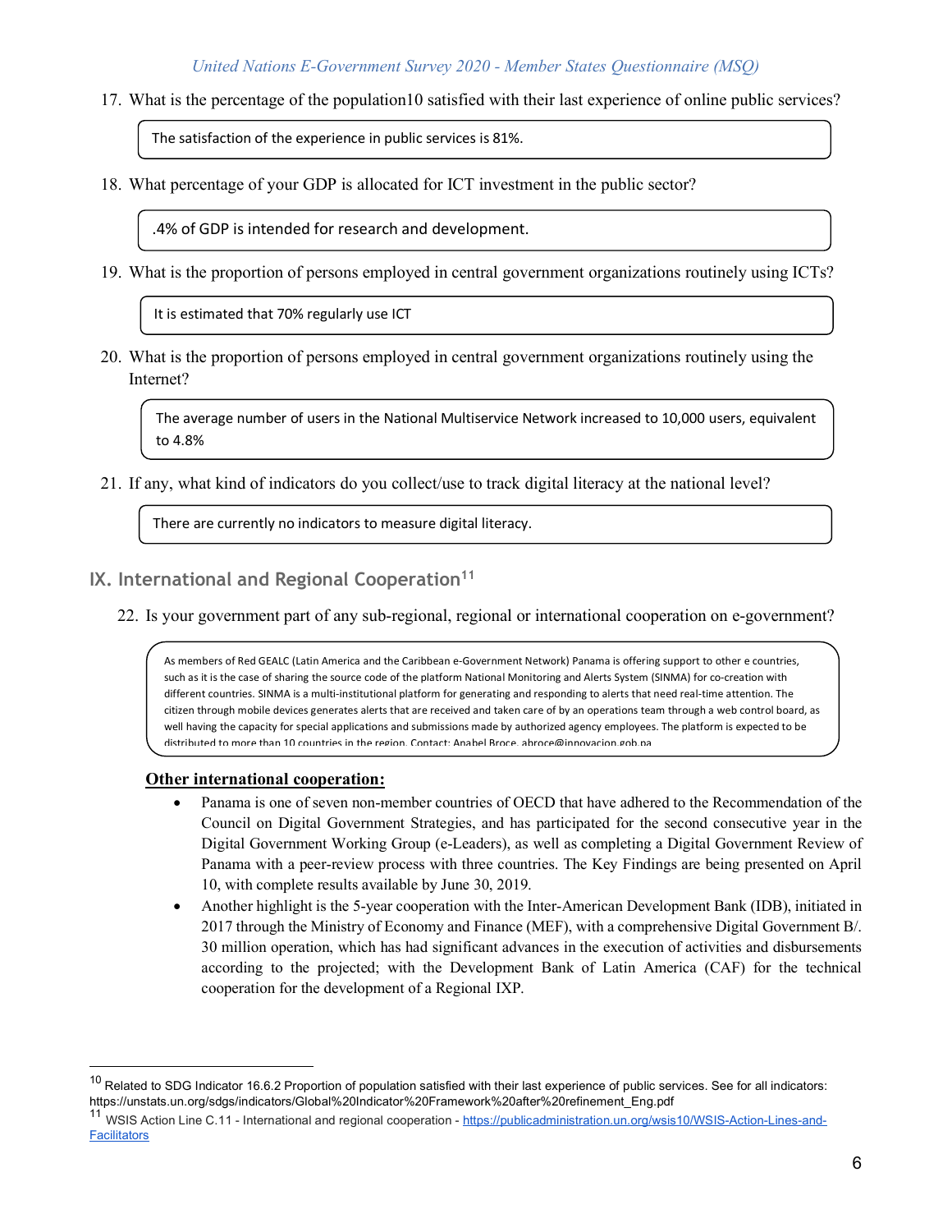17. What is the percentage of the population10 satisfied with their last experience of online public services?

> The satisfaction of the experience in public services is 81%.

18. What percentage of your GDP is allocated for ICT investment in the public sector?

> .4% of GDP is intended for research and development.

19. What is the proportion of persons employed in central government organizations routinely using ICTs?

> It is estimated that 70% regularly use ICT

20. What is the proportion of persons employed in central government organizations routinely using the Internet?

> The average number of users in the National Multiservice Network increased to 10,000 users, equivalent to 4.8%

21. If any, what kind of indicators do you collect/use to track digital literacy at the national level?

> There are currently no indicators to measure digital literacy.

## IX. International and Regional Cooperation[11]

22. Is your government part of any sub-regional, regional or international cooperation on e-government?

> As members of Red GEALC (Latin America and the Caribbean e-Government Network) Panama is offering support to other e countries, such as it is the case of sharing the source code of the platform National Monitoring and Alerts System (SINMA) for co-creation with different countries. SINMA is a multi-institutional platform for generating and responding to alerts that need real-time attention. The citizen through mobile devices generates alerts that are received and taken care of by an operations team through a web control board, as well having the capacity for special applications and submissions made by authorized agency employees. The platform is expected to be distributed to more than 10 countries in the region. Contact: Anabel Broce, abroce@innovacion.gob.pa

**Other international cooperation:**

- Panama is one of seven non-member countries of OECD that have adhered to the Recommendation of the Council on Digital Government Strategies, and has participated for the second consecutive year in the Digital Government Working Group (e-Leaders), as well as completing a Digital Government Review of Panama with a peer-review process with three countries. The Key Findings are being presented on April 10, with complete results available by June 30, 2019.
- Another highlight is the 5-year cooperation with the Inter-American Development Bank (IDB), initiated in 2017 through the Ministry of Economy and Finance (MEF), with a comprehensive Digital Government B/. 30 million operation, which has had significant advances in the execution of activities and disbursements according to the projected; with the Development Bank of Latin America (CAF) for the technical cooperation for the development of a Regional IXP.

---

[10] Related to SDG Indicator 16.6.2 Proportion of population satisfied with their last experience of public services. See for all indicators: https://unstats.un.org/sdgs/indicators/Global%20Indicator%20Framework%20after%20refinement_Eng.pdf

[11] WSIS Action Line C.11 - International and regional cooperation - https://publicadministration.un.org/wsis10/WSIS-Action-Lines-and-Facilitators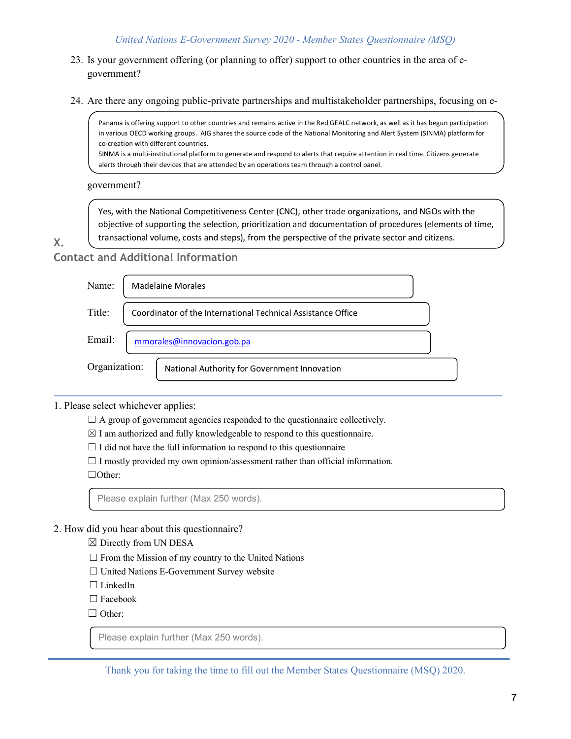23. Is your government offering (or planning to offer) support to other countries in the area of e-government?

> Panama is offering support to other countries and remains active in the Red GEALC network, as well as it has begun participation in various OECD working groups. AIG shares the source code of the National Monitoring and Alert System (SINMA) platform for co-creation with different countries.
> SINMA is a multi-institutional platform to generate and respond to alerts that require attention in real time. Citizens generate alerts through their devices that are attended by an operations team through a control panel.

24. Are there any ongoing public-private partnerships and multistakeholder partnerships, focusing on e-government?

> Yes, with the National Competitiveness Center (CNC), other trade organizations, and NGOs with the objective of supporting the selection, prioritization and documentation of procedures (elements of time, transactional volume, costs and steps), from the perspective of the private sector and citizens.

## X. Contact and Additional Information

Name: Madelaine Morales

Title: Coordinator of the International Technical Assistance Office

Email: mmorales@innovacion.gob.pa

Organization: National Authority for Government Innovation

---

1. Please select whichever applies:

☐ A group of government agencies responded to the questionnaire collectively.
☒ I am authorized and fully knowledgeable to respond to this questionnaire.
☐ I did not have the full information to respond to this questionnaire
☐ I mostly provided my own opinion/assessment rather than official information.
☐Other:

> Please explain further (Max 250 words).

2. How did you hear about this questionnaire?

☒ Directly from UN DESA
☐ From the Mission of my country to the United Nations
☐ United Nations E-Government Survey website
☐ LinkedIn
☐ Facebook
☐ Other:

> Please explain further (Max 250 words).

---

Thank you for taking the time to fill out the Member States Questionnaire (MSQ) 2020.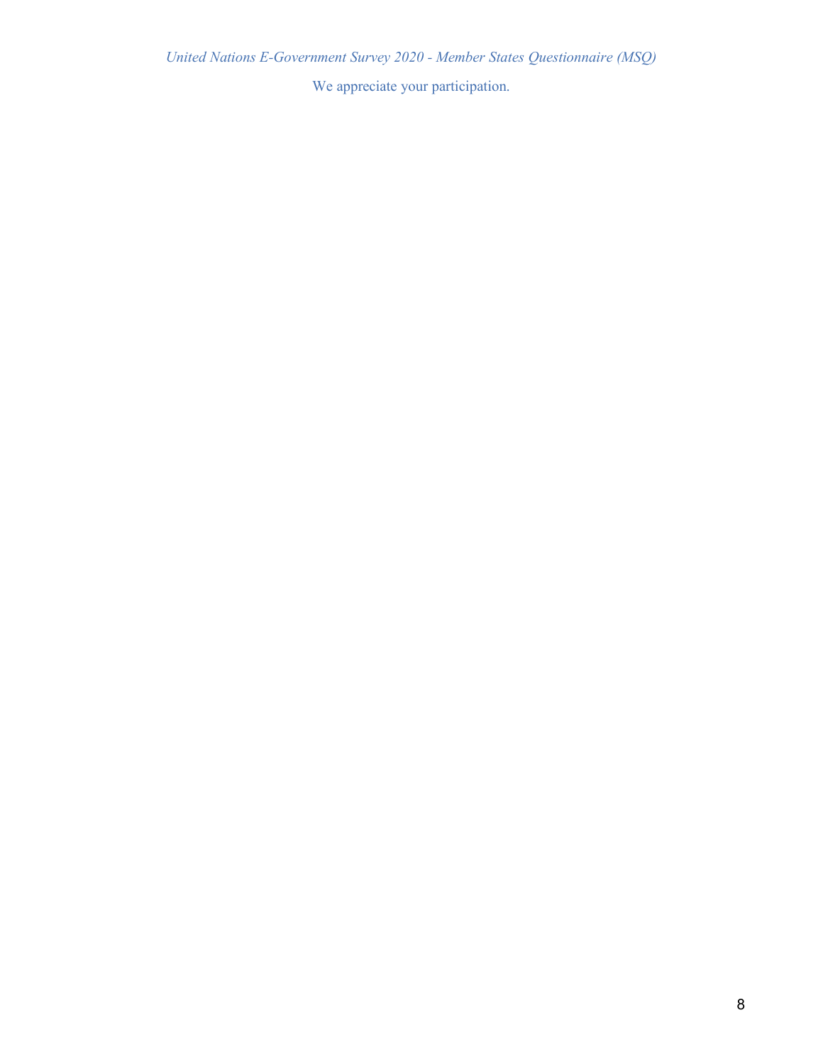We appreciate your participation.